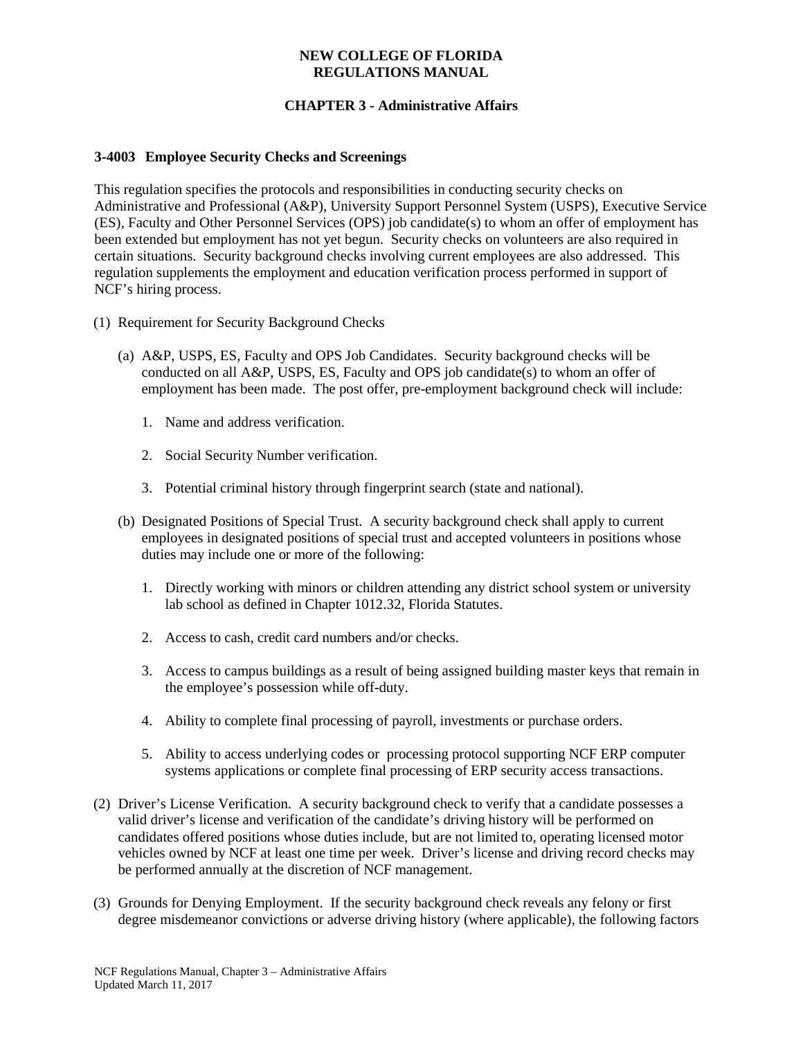# NEW COLLEGE OF FLORIDA
# REGULATIONS MANUAL

## CHAPTER 3 - Administrative Affairs

### 3-4003 Employee Security Checks and Screenings

This regulation specifies the protocols and responsibilities in conducting security checks on Administrative and Professional (A&P), University Support Personnel System (USPS), Executive Service (ES), Faculty and Other Personnel Services (OPS) job candidate(s) to whom an offer of employment has been extended but employment has not yet begun. Security checks on volunteers are also required in certain situations. Security background checks involving current employees are also addressed. This regulation supplements the employment and education verification process performed in support of NCF's hiring process.

(1) Requirement for Security Background Checks

(a) A&P, USPS, ES, Faculty and OPS Job Candidates. Security background checks will be conducted on all A&P, USPS, ES, Faculty and OPS job candidate(s) to whom an offer of employment has been made. The post offer, pre-employment background check will include:

1. Name and address verification.
2. Social Security Number verification.
3. Potential criminal history through fingerprint search (state and national).

(b) Designated Positions of Special Trust. A security background check shall apply to current employees in designated positions of special trust and accepted volunteers in positions whose duties may include one or more of the following:

1. Directly working with minors or children attending any district school system or university lab school as defined in Chapter 1012.32, Florida Statutes.
2. Access to cash, credit card numbers and/or checks.
3. Access to campus buildings as a result of being assigned building master keys that remain in the employee's possession while off-duty.
4. Ability to complete final processing of payroll, investments or purchase orders.
5. Ability to access underlying codes or processing protocol supporting NCF ERP computer systems applications or complete final processing of ERP security access transactions.

(2) Driver's License Verification. A security background check to verify that a candidate possesses a valid driver's license and verification of the candidate's driving history will be performed on candidates offered positions whose duties include, but are not limited to, operating licensed motor vehicles owned by NCF at least one time per week. Driver's license and driving record checks may be performed annually at the discretion of NCF management.

(3) Grounds for Denying Employment. If the security background check reveals any felony or first degree misdemeanor convictions or adverse driving history (where applicable), the following factors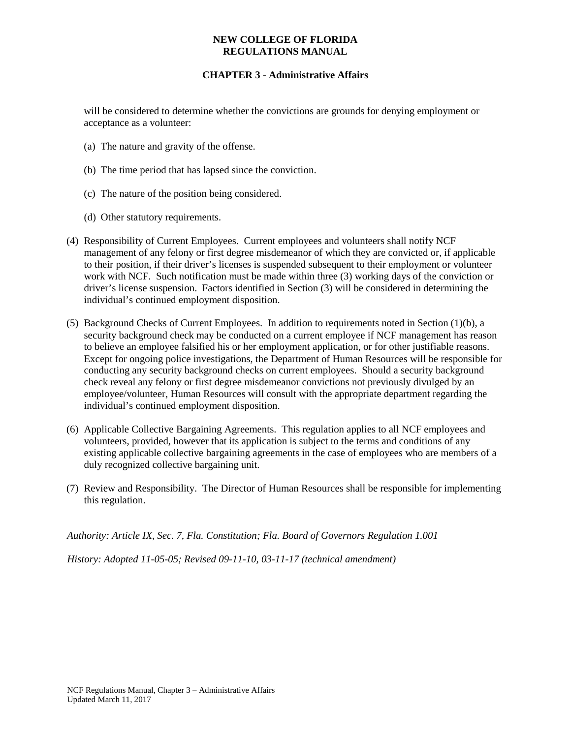will be considered to determine whether the convictions are grounds for denying employment or acceptance as a volunteer:

(a) The nature and gravity of the offense.

(b) The time period that has lapsed since the conviction.

(c) The nature of the position being considered.

(d) Other statutory requirements.

(4) Responsibility of Current Employees. Current employees and volunteers shall notify NCF management of any felony or first degree misdemeanor of which they are convicted or, if applicable to their position, if their driver's licenses is suspended subsequent to their employment or volunteer work with NCF. Such notification must be made within three (3) working days of the conviction or driver's license suspension. Factors identified in Section (3) will be considered in determining the individual's continued employment disposition.

(5) Background Checks of Current Employees. In addition to requirements noted in Section (1)(b), a security background check may be conducted on a current employee if NCF management has reason to believe an employee falsified his or her employment application, or for other justifiable reasons. Except for ongoing police investigations, the Department of Human Resources will be responsible for conducting any security background checks on current employees. Should a security background check reveal any felony or first degree misdemeanor convictions not previously divulged by an employee/volunteer, Human Resources will consult with the appropriate department regarding the individual's continued employment disposition.

(6) Applicable Collective Bargaining Agreements. This regulation applies to all NCF employees and volunteers, provided, however that its application is subject to the terms and conditions of any existing applicable collective bargaining agreements in the case of employees who are members of a duly recognized collective bargaining unit.

(7) Review and Responsibility. The Director of Human Resources shall be responsible for implementing this regulation.

*Authority: Article IX, Sec. 7, Fla. Constitution; Fla. Board of Governors Regulation 1.001*

*History: Adopted 11-05-05; Revised 09-11-10, 03-11-17 (technical amendment)*